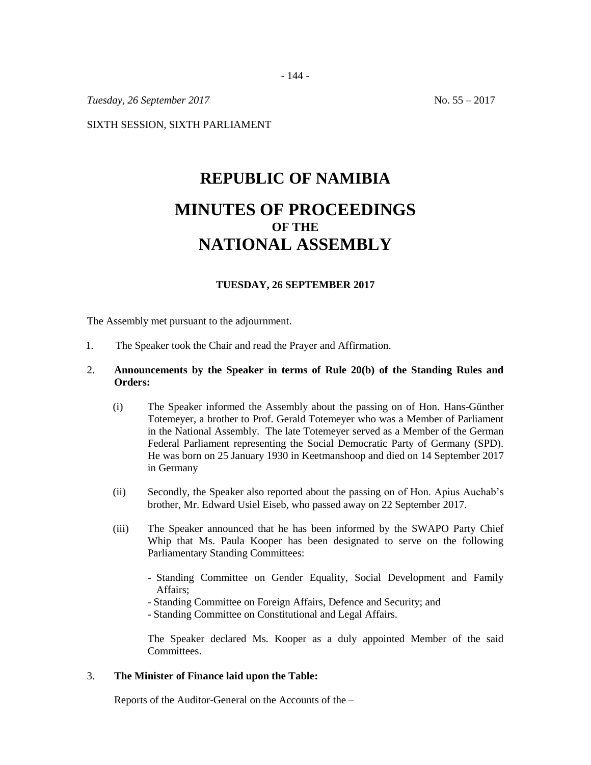*Tuesday, 26 September 2017* No. 55 – 2017

SIXTH SESSION, SIXTH PARLIAMENT

# REPUBLIC OF NAMIBIA

# MINUTES OF PROCEEDINGS
## OF THE
# NATIONAL ASSEMBLY

**TUESDAY, 26 SEPTEMBER 2017**

The Assembly met pursuant to the adjournment.

1. The Speaker took the Chair and read the Prayer and Affirmation.

2. **Announcements by the Speaker in terms of Rule 20(b) of the Standing Rules and Orders:**

   (i) The Speaker informed the Assembly about the passing on of Hon. Hans-Günther Totemeyer, a brother to Prof. Gerald Totemeyer who was a Member of Parliament in the National Assembly. The late Totemeyer served as a Member of the German Federal Parliament representing the Social Democratic Party of Germany (SPD). He was born on 25 January 1930 in Keetmanshoop and died on 14 September 2017 in Germany

   (ii) Secondly, the Speaker also reported about the passing on of Hon. Apius Auchab's brother, Mr. Edward Usiel Eiseb, who passed away on 22 September 2017.

   (iii) The Speaker announced that he has been informed by the SWAPO Party Chief Whip that Ms. Paula Kooper has been designated to serve on the following Parliamentary Standing Committees:

   - Standing Committee on Gender Equality, Social Development and Family Affairs;
   - Standing Committee on Foreign Affairs, Defence and Security; and
   - Standing Committee on Constitutional and Legal Affairs.

   The Speaker declared Ms. Kooper as a duly appointed Member of the said Committees.

3. **The Minister of Finance laid upon the Table:**

   Reports of the Auditor-General on the Accounts of the –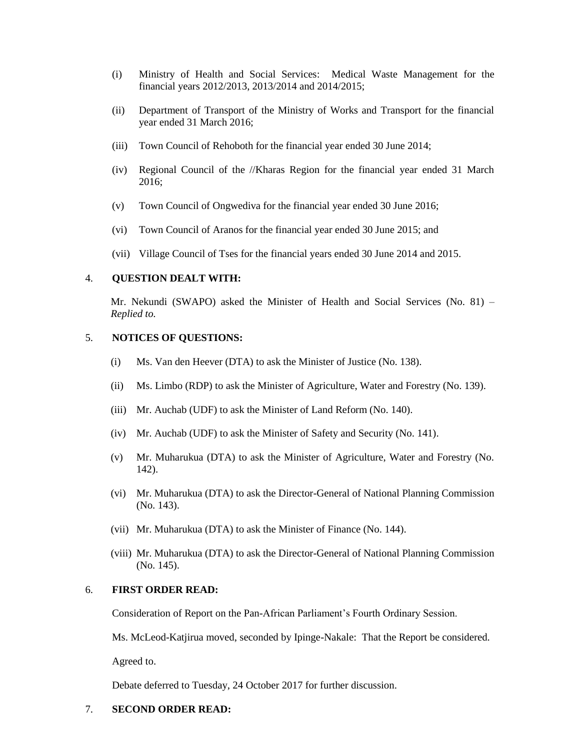(i) Ministry of Health and Social Services: Medical Waste Management for the financial years 2012/2013, 2013/2014 and 2014/2015;

(ii) Department of Transport of the Ministry of Works and Transport for the financial year ended 31 March 2016;

(iii) Town Council of Rehoboth for the financial year ended 30 June 2014;

(iv) Regional Council of the //Kharas Region for the financial year ended 31 March 2016;

(v) Town Council of Ongwediva for the financial year ended 30 June 2016;

(vi) Town Council of Aranos for the financial year ended 30 June 2015; and

(vii) Village Council of Tses for the financial years ended 30 June 2014 and 2015.

4. **QUESTION DEALT WITH:**

Mr. Nekundi (SWAPO) asked the Minister of Health and Social Services (No. 81) – *Replied to.*

5. **NOTICES OF QUESTIONS:**

(i) Ms. Van den Heever (DTA) to ask the Minister of Justice (No. 138).

(ii) Ms. Limbo (RDP) to ask the Minister of Agriculture, Water and Forestry (No. 139).

(iii) Mr. Auchab (UDF) to ask the Minister of Land Reform (No. 140).

(iv) Mr. Auchab (UDF) to ask the Minister of Safety and Security (No. 141).

(v) Mr. Muharukua (DTA) to ask the Minister of Agriculture, Water and Forestry (No. 142).

(vi) Mr. Muharukua (DTA) to ask the Director-General of National Planning Commission (No. 143).

(vii) Mr. Muharukua (DTA) to ask the Minister of Finance (No. 144).

(viii) Mr. Muharukua (DTA) to ask the Director-General of National Planning Commission (No. 145).

6. **FIRST ORDER READ:**

Consideration of Report on the Pan-African Parliament's Fourth Ordinary Session.

Ms. McLeod-Katjirua moved, seconded by Ipinge-Nakale: That the Report be considered.

Agreed to.

Debate deferred to Tuesday, 24 October 2017 for further discussion.

7. **SECOND ORDER READ:**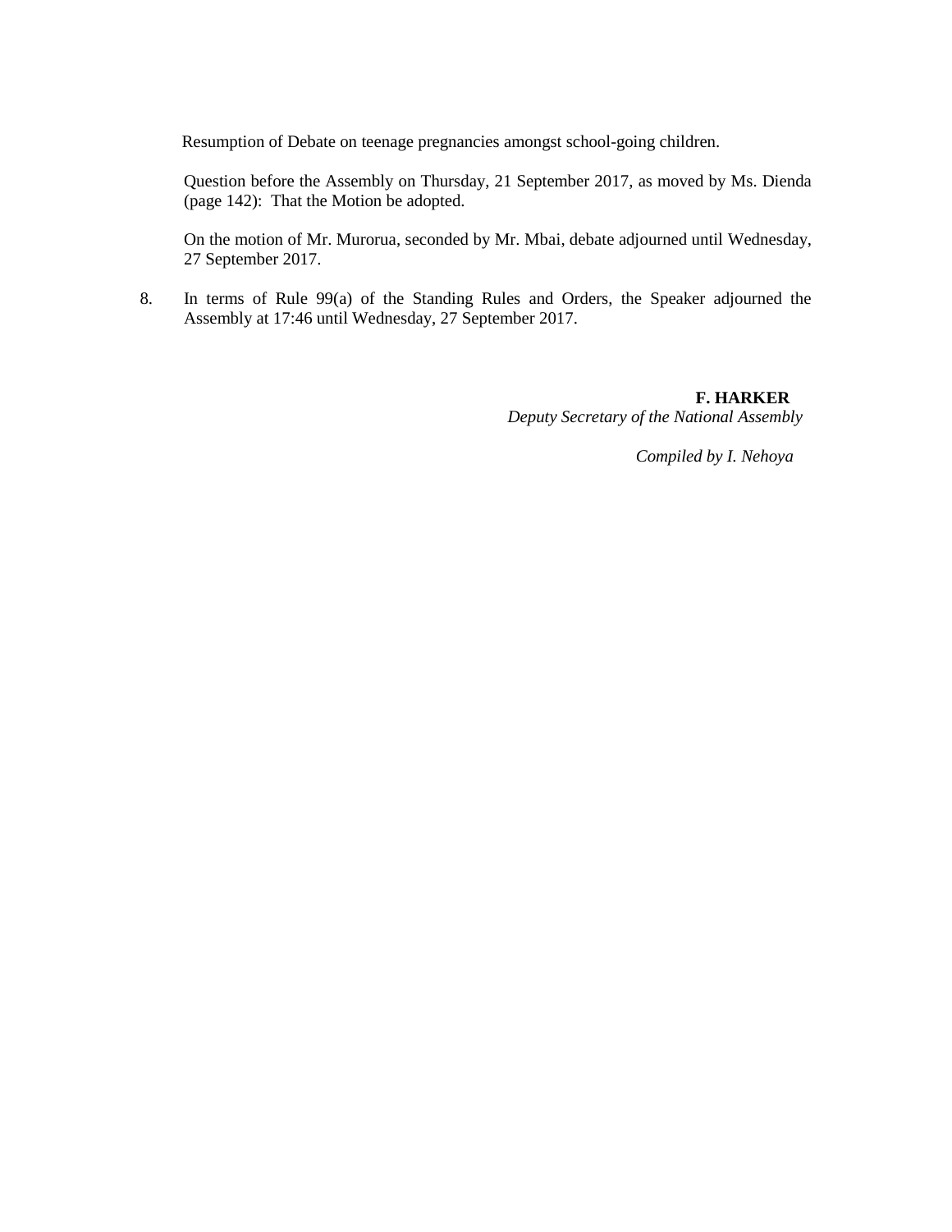Resumption of Debate on teenage pregnancies amongst school-going children.

Question before the Assembly on Thursday, 21 September 2017, as moved by Ms. Dienda (page 142): That the Motion be adopted.

On the motion of Mr. Murorua, seconded by Mr. Mbai, debate adjourned until Wednesday, 27 September 2017.

8. In terms of Rule 99(a) of the Standing Rules and Orders, the Speaker adjourned the Assembly at 17:46 until Wednesday, 27 September 2017.

**F. HARKER**
*Deputy Secretary of the National Assembly*

*Compiled by I. Nehoya*